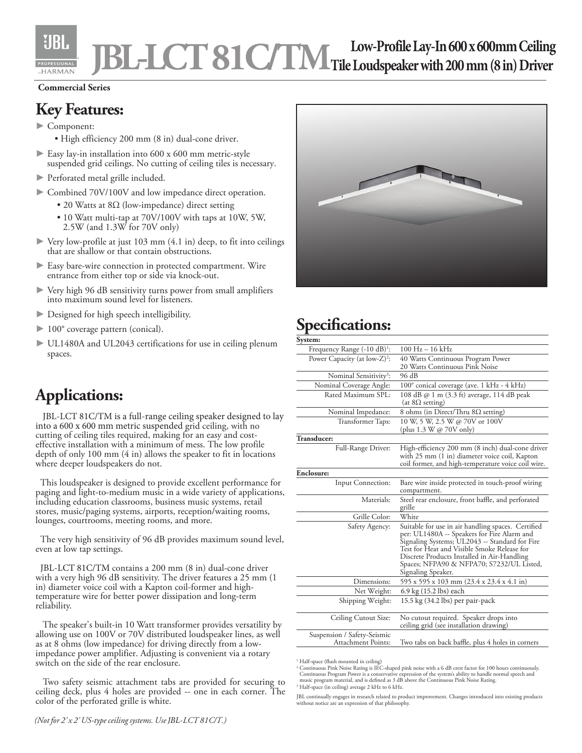# JBL-LCT 81C/TM Low-Profile Lay-In 600 x 600mm Ceiling Tile Loudspeaker with 200 mm (8 in) Driver

**Commercial Series**

## Key Features:

- Component:
  - High efficiency 200 mm (8 in) dual-cone driver.
- Easy lay-in installation into 600 x 600 mm metric-style suspended grid ceilings. No cutting of ceiling tiles is necessary.
- Perforated metal grille included.
- Combined 70V/100V and low impedance direct operation.
  - 20 Watts at 8Ω (low-impedance) direct setting
  - 10 Watt multi-tap at 70V/100V with taps at 10W, 5W, 2.5W (and 1.3W for 70V only)
- Very low-profile at just 103 mm (4.1 in) deep, to fit into ceilings that are shallow or that contain obstructions.
- Easy bare-wire connection in protected compartment. Wire entrance from either top or side via knock-out.
- Very high 96 dB sensitivity turns power from small amplifiers into maximum sound level for listeners.
- Designed for high speech intelligibility.
- 100° coverage pattern (conical).
- UL1480A and UL2043 certifications for use in ceiling plenum spaces.

## Applications:

JBL-LCT 81C/TM is a full-range ceiling speaker designed to lay into a 600 x 600 mm metric suspended grid ceiling, with no cutting of ceiling tiles required, making for an easy and cost-effective installation with a minimum of mess. The low profile depth of only 100 mm (4 in) allows the speaker to fit in locations where deeper loudspeakers do not.

This loudspeaker is designed to provide excellent performance for paging and light-to-medium music in a wide variety of applications, including education classrooms, business music systems, retail stores, music/paging systems, airports, reception/waiting rooms, lounges, courtrooms, meeting rooms, and more.

The very high sensitivity of 96 dB provides maximum sound level, even at low tap settings.

JBL-LCT 81C/TM contains a 200 mm (8 in) dual-cone driver with a very high 96 dB sensitivity. The driver features a 25 mm (1 in) diameter voice coil with a Kapton coil-former and high-temperature wire for better power dissipation and long-term reliability.

The speaker's built-in 10 Watt transformer provides versatility by allowing use on 100V or 70V distributed loudspeaker lines, as well as at 8 ohms (low impedance) for driving directly from a low-impedance power amplifier. Adjusting is convenient via a rotary switch on the side of the rear enclosure.

Two safety seismic attachment tabs are provided for securing to ceiling deck, plus 4 holes are provided -- one in each corner. The color of the perforated grille is white.

*(Not for 2' x 2' US-type ceiling systems. Use JBL-LCT 81C/T.)*

## Specifications:

| | |
|---|---|
| **System:** | |
| Frequency Range (-10 dB)[1]: | 100 Hz – 16 kHz |
| Power Capacity (at low-Z)[2]: | 40 Watts Continuous Program Power<br>20 Watts Continuous Pink Noise |
| Nominal Sensitivity[3]: | 96 dB |
| Nominal Coverage Angle: | 100° conical coverage (ave. 1 kHz - 4 kHz) |
| Rated Maximum SPL: | 108 dB @ 1 m (3.3 ft) average, 114 dB peak (at 8Ω setting) |
| Nominal Impedance: | 8 ohms (in Direct/Thru 8Ω setting) |
| Transformer Taps: | 10 W, 5 W, 2.5 W @ 70V or 100V (plus 1.3 W @ 70V only) |
| **Transducer:** | |
| Full-Range Driver: | High-efficiency 200 mm (8 inch) dual-cone driver with 25 mm (1 in) diameter voice coil, Kapton coil former, and high-temperature voice coil wire. |
| **Enclosure:** | |
| Input Connection: | Bare wire inside protected in touch-proof wiring compartment. |
| Materials: | Steel rear enclosure, front baffle, and perforated grille |
| Grille Color: | White |
| Safety Agency: | Suitable for use in air handling spaces. Certified per: UL1480A -- Speakers for Fire Alarm and Signaling Systems; UL2043 -- Standard for Fire Test for Heat and Visible Smoke Release for Discrete Products Installed in Air-Handling Spaces; NFPA90 & NFPA70; S7232/UL Listed, Signaling Speaker. |
| Dimensions: | 595 x 595 x 103 mm (23.4 x 23.4 x 4.1 in) |
| Net Weight: | 6.9 kg (15.2 lbs) each |
| Shipping Weight: | 15.5 kg (34.2 lbs) per pair-pack |
| Ceiling Cutout Size: | No cutout required. Speaker drops into ceiling grid (see installation drawing) |
| Suspension / Safety-Seismic Attachment Points: | Two tabs on back baffle, plus 4 holes in corners |

[1] Half-space (flush mounted in ceiling)
[2] Continuous Pink Noise Rating is IEC-shaped pink noise with a 6 dB crest factor for 100 hours continuously. Continuous Program Power is a conservative expression of the system's ability to handle normal speech and music program material, and is defined as 3 dB above the Continuous Pink Noise Rating.
[3] Half-space (in ceiling) average 2 kHz to 6 kHz.

JBL continually engages in research related to product improvement. Changes introduced into existing products without notice are an expression of that philosophy.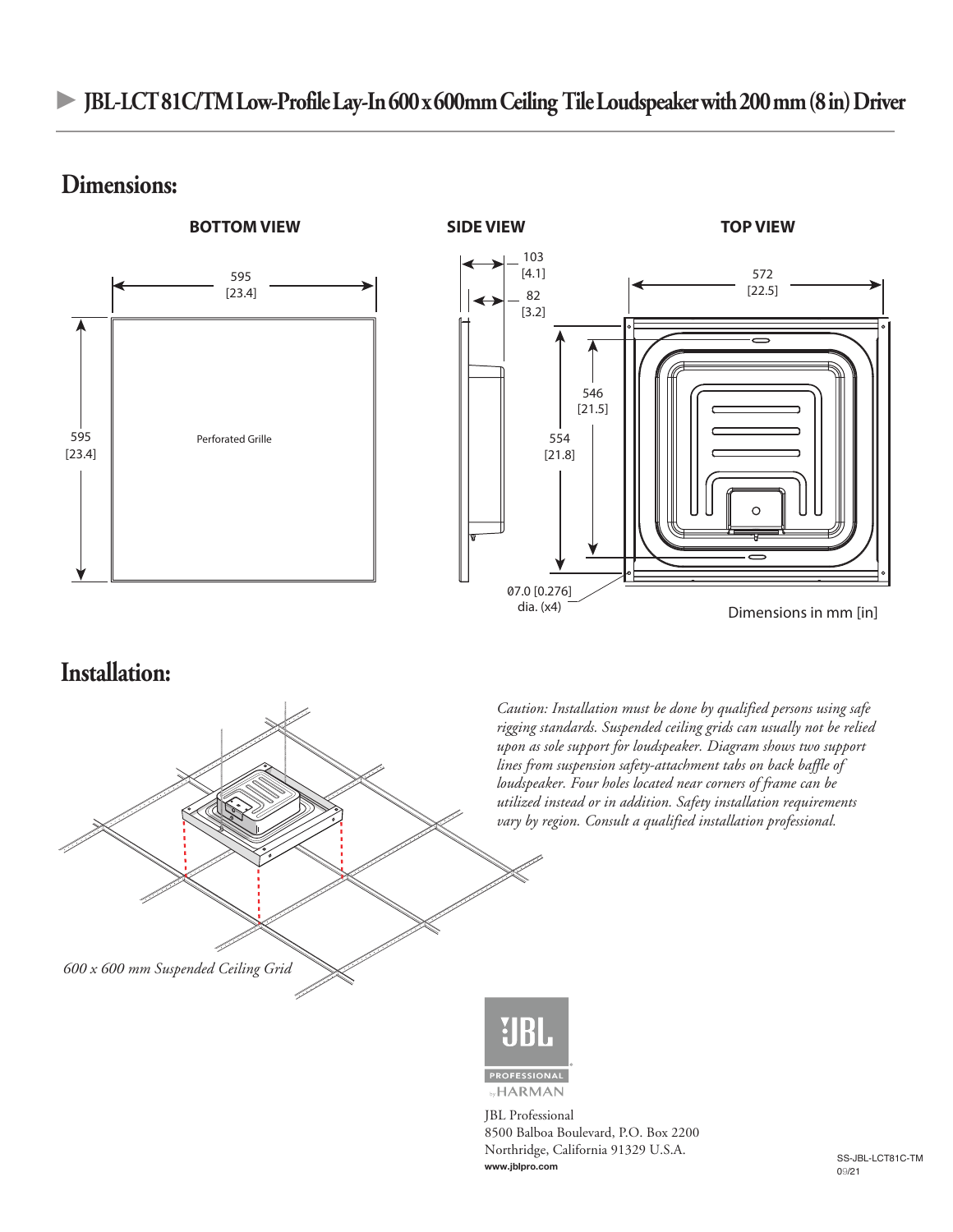# ▶ JBL-LCT 81C/TM Low-Profile Lay-In 600 x 600mm Ceiling Tile Loudspeaker with 200 mm (8 in) Driver

## Dimensions:

BOTTOM VIEW

595
[23.4]

595
[23.4]

Perforated Grille

SIDE VIEW

103
[4.1]

82
[3.2]

TOP VIEW

572
[22.5]

546
[21.5]

554
[21.8]

Ø7.0 [0.276]
dia. (x4)

Dimensions in mm [in]

## Installation:

*600 x 600 mm Suspended Ceiling Grid*

*Caution: Installation must be done by qualified persons using safe rigging standards. Suspended ceiling grids can usually not be relied upon as sole support for loudspeaker. Diagram shows two support lines from suspension safety-attachment tabs on back baffle of loudspeaker. Four holes located near corners of frame can be utilized instead or in addition. Safety installation requirements vary by region. Consult a qualified installation professional.*

JBL Professional
8500 Balboa Boulevard, P.O. Box 2200
Northridge, California 91329 U.S.A.
**www.jblpro.com**

SS-JBL-LCT81C-TM
09/21